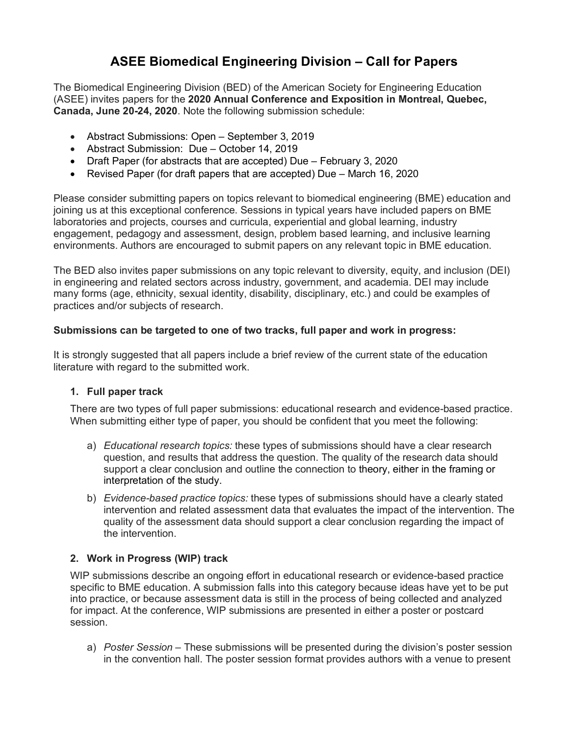# ASEE Biomedical Engineering Division – Call for Papers

The Biomedical Engineering Division (BED) of the American Society for Engineering Education (ASEE) invites papers for the **2020 Annual Conference and Exposition in Montreal, Quebec, Canada, June 20-24, 2020**. Note the following submission schedule:

- Abstract Submissions: Open – September 3, 2019
- Abstract Submission: Due – October 14, 2019
- Draft Paper (for abstracts that are accepted) Due – February 3, 2020
- Revised Paper (for draft papers that are accepted) Due – March 16, 2020

Please consider submitting papers on topics relevant to biomedical engineering (BME) education and joining us at this exceptional conference. Sessions in typical years have included papers on BME laboratories and projects, courses and curricula, experiential and global learning, industry engagement, pedagogy and assessment, design, problem based learning, and inclusive learning environments. Authors are encouraged to submit papers on any relevant topic in BME education.

The BED also invites paper submissions on any topic relevant to diversity, equity, and inclusion (DEI) in engineering and related sectors across industry, government, and academia. DEI may include many forms (age, ethnicity, sexual identity, disability, disciplinary, etc.) and could be examples of practices and/or subjects of research.

**Submissions can be targeted to one of two tracks, full paper and work in progress:**

It is strongly suggested that all papers include a brief review of the current state of the education literature with regard to the submitted work.

1. **Full paper track**

   There are two types of full paper submissions: educational research and evidence-based practice. When submitting either type of paper, you should be confident that you meet the following:

   a) *Educational research topics:* these types of submissions should have a clear research question, and results that address the question. The quality of the research data should support a clear conclusion and outline the connection to theory, either in the framing or interpretation of the study.

   b) *Evidence-based practice topics:* these types of submissions should have a clearly stated intervention and related assessment data that evaluates the impact of the intervention. The quality of the assessment data should support a clear conclusion regarding the impact of the intervention.

2. **Work in Progress (WIP) track**

   WIP submissions describe an ongoing effort in educational research or evidence-based practice specific to BME education. A submission falls into this category because ideas have yet to be put into practice, or because assessment data is still in the process of being collected and analyzed for impact. At the conference, WIP submissions are presented in either a poster or postcard session.

   a) *Poster Session* – These submissions will be presented during the division's poster session in the convention hall. The poster session format provides authors with a venue to present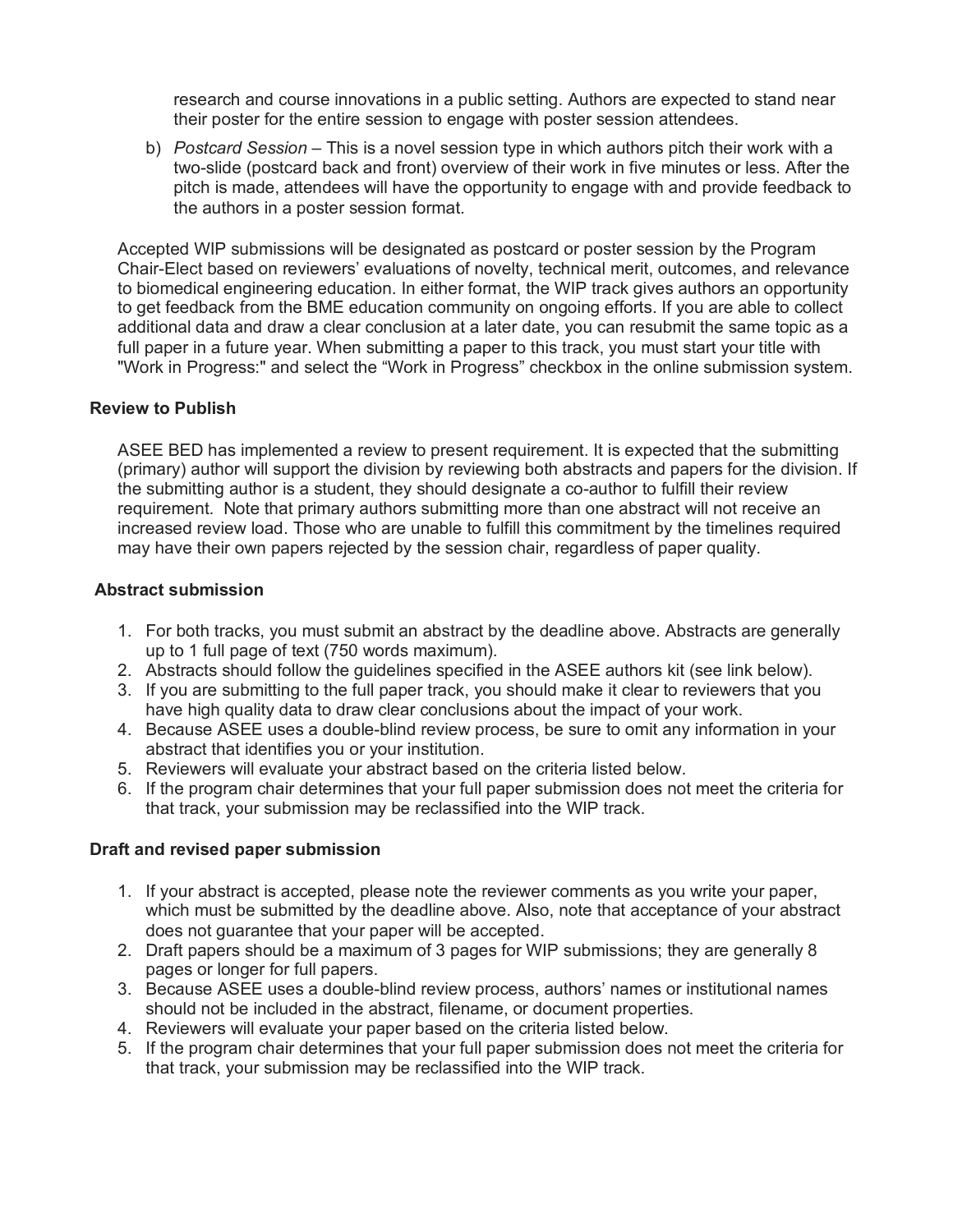research and course innovations in a public setting. Authors are expected to stand near their poster for the entire session to engage with poster session attendees.

b) *Postcard Session* – This is a novel session type in which authors pitch their work with a two-slide (postcard back and front) overview of their work in five minutes or less. After the pitch is made, attendees will have the opportunity to engage with and provide feedback to the authors in a poster session format.

Accepted WIP submissions will be designated as postcard or poster session by the Program Chair-Elect based on reviewers' evaluations of novelty, technical merit, outcomes, and relevance to biomedical engineering education. In either format, the WIP track gives authors an opportunity to get feedback from the BME education community on ongoing efforts. If you are able to collect additional data and draw a clear conclusion at a later date, you can resubmit the same topic as a full paper in a future year. When submitting a paper to this track, you must start your title with "Work in Progress:" and select the "Work in Progress" checkbox in the online submission system.

### Review to Publish

ASEE BED has implemented a review to present requirement. It is expected that the submitting (primary) author will support the division by reviewing both abstracts and papers for the division. If the submitting author is a student, they should designate a co-author to fulfill their review requirement. Note that primary authors submitting more than one abstract will not receive an increased review load. Those who are unable to fulfill this commitment by the timelines required may have their own papers rejected by the session chair, regardless of paper quality.

### Abstract submission

1. For both tracks, you must submit an abstract by the deadline above. Abstracts are generally up to 1 full page of text (750 words maximum).
2. Abstracts should follow the guidelines specified in the ASEE authors kit (see link below).
3. If you are submitting to the full paper track, you should make it clear to reviewers that you have high quality data to draw clear conclusions about the impact of your work.
4. Because ASEE uses a double-blind review process, be sure to omit any information in your abstract that identifies you or your institution.
5. Reviewers will evaluate your abstract based on the criteria listed below.
6. If the program chair determines that your full paper submission does not meet the criteria for that track, your submission may be reclassified into the WIP track.

### Draft and revised paper submission

1. If your abstract is accepted, please note the reviewer comments as you write your paper, which must be submitted by the deadline above. Also, note that acceptance of your abstract does not guarantee that your paper will be accepted.
2. Draft papers should be a maximum of 3 pages for WIP submissions; they are generally 8 pages or longer for full papers.
3. Because ASEE uses a double-blind review process, authors' names or institutional names should not be included in the abstract, filename, or document properties.
4. Reviewers will evaluate your paper based on the criteria listed below.
5. If the program chair determines that your full paper submission does not meet the criteria for that track, your submission may be reclassified into the WIP track.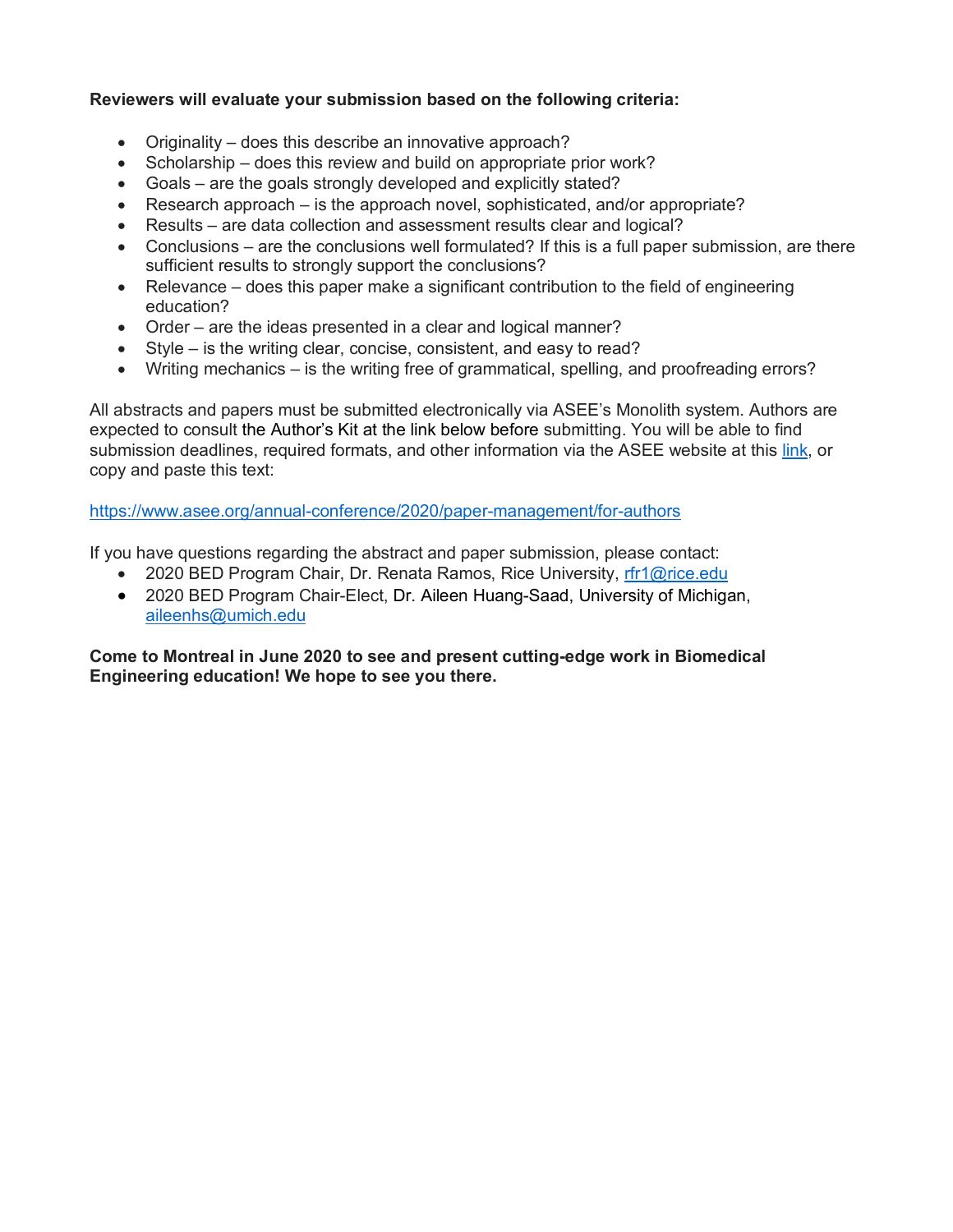**Reviewers will evaluate your submission based on the following criteria:**

- Originality – does this describe an innovative approach?
- Scholarship – does this review and build on appropriate prior work?
- Goals – are the goals strongly developed and explicitly stated?
- Research approach – is the approach novel, sophisticated, and/or appropriate?
- Results – are data collection and assessment results clear and logical?
- Conclusions – are the conclusions well formulated? If this is a full paper submission, are there sufficient results to strongly support the conclusions?
- Relevance – does this paper make a significant contribution to the field of engineering education?
- Order – are the ideas presented in a clear and logical manner?
- Style – is the writing clear, concise, consistent, and easy to read?
- Writing mechanics – is the writing free of grammatical, spelling, and proofreading errors?

All abstracts and papers must be submitted electronically via ASEE's Monolith system. Authors are expected to consult the Author's Kit at the link below before submitting. You will be able to find submission deadlines, required formats, and other information via the ASEE website at this link, or copy and paste this text:

https://www.asee.org/annual-conference/2020/paper-management/for-authors

If you have questions regarding the abstract and paper submission, please contact:

- 2020 BED Program Chair, Dr. Renata Ramos, Rice University, rfr1@rice.edu
- 2020 BED Program Chair-Elect, Dr. Aileen Huang-Saad, University of Michigan, aileenhs@umich.edu

**Come to Montreal in June 2020 to see and present cutting-edge work in Biomedical Engineering education! We hope to see you there.**